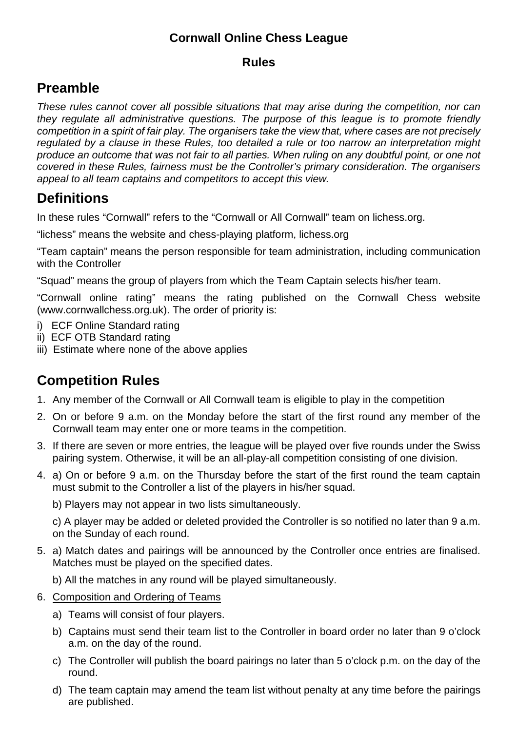**Cornwall Online Chess League**

**Rules**

## Preamble

*These rules cannot cover all possible situations that may arise during the competition, nor can they regulate all administrative questions. The purpose of this league is to promote friendly competition in a spirit of fair play. The organisers take the view that, where cases are not precisely regulated by a clause in these Rules, too detailed a rule or too narrow an interpretation might produce an outcome that was not fair to all parties. When ruling on any doubtful point, or one not covered in these Rules, fairness must be the Controller's primary consideration. The organisers appeal to all team captains and competitors to accept this view.*

## Definitions

In these rules "Cornwall" refers to the "Cornwall or All Cornwall" team on lichess.org.

"lichess" means the website and chess-playing platform, lichess.org

"Team captain" means the person responsible for team administration, including communication with the Controller

"Squad" means the group of players from which the Team Captain selects his/her team.

"Cornwall online rating" means the rating published on the Cornwall Chess website (www.cornwallchess.org.uk). The order of priority is:

i) ECF Online Standard rating
ii) ECF OTB Standard rating
iii) Estimate where none of the above applies

## Competition Rules

1. Any member of the Cornwall or All Cornwall team is eligible to play in the competition
2. On or before 9 a.m. on the Monday before the start of the first round any member of the Cornwall team may enter one or more teams in the competition.
3. If there are seven or more entries, the league will be played over five rounds under the Swiss pairing system. Otherwise, it will be an all-play-all competition consisting of one division.
4. a) On or before 9 a.m. on the Thursday before the start of the first round the team captain must submit to the Controller a list of the players in his/her squad.

   b) Players may not appear in two lists simultaneously.

   c) A player may be added or deleted provided the Controller is so notified no later than 9 a.m. on the Sunday of each round.
5. a) Match dates and pairings will be announced by the Controller once entries are finalised. Matches must be played on the specified dates.

   b) All the matches in any round will be played simultaneously.
6. Composition and Ordering of Teams
   a) Teams will consist of four players.
   b) Captains must send their team list to the Controller in board order no later than 9 o'clock a.m. on the day of the round.
   c) The Controller will publish the board pairings no later than 5 o'clock p.m. on the day of the round.
   d) The team captain may amend the team list without penalty at any time before the pairings are published.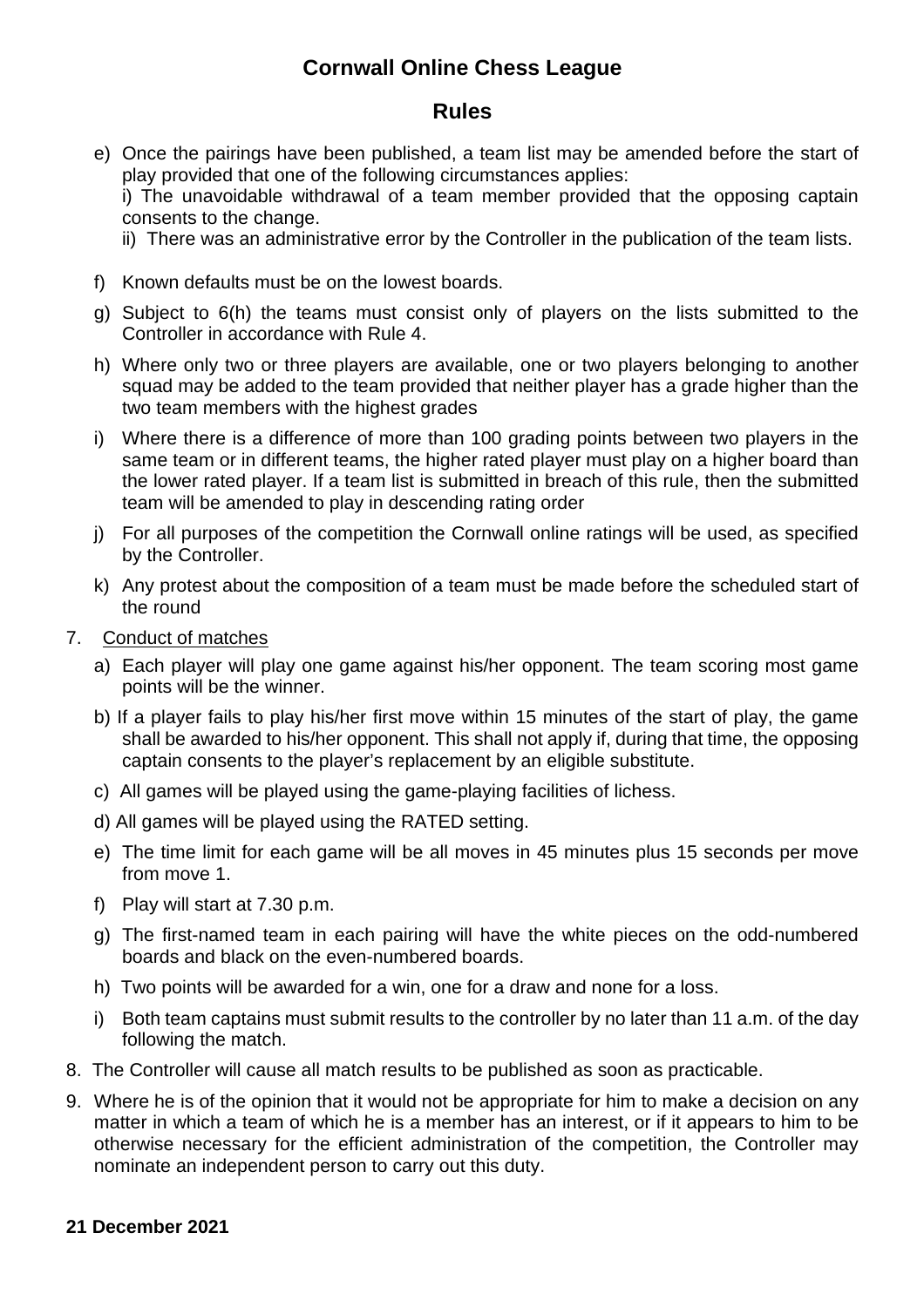# Cornwall Online Chess League

## Rules

e) Once the pairings have been published, a team list may be amended before the start of play provided that one of the following circumstances applies:
   i) The unavoidable withdrawal of a team member provided that the opposing captain consents to the change.
   ii) There was an administrative error by the Controller in the publication of the team lists.

f) Known defaults must be on the lowest boards.

g) Subject to 6(h) the teams must consist only of players on the lists submitted to the Controller in accordance with Rule 4.

h) Where only two or three players are available, one or two players belonging to another squad may be added to the team provided that neither player has a grade higher than the two team members with the highest grades

i) Where there is a difference of more than 100 grading points between two players in the same team or in different teams, the higher rated player must play on a higher board than the lower rated player. If a team list is submitted in breach of this rule, then the submitted team will be amended to play in descending rating order

j) For all purposes of the competition the Cornwall online ratings will be used, as specified by the Controller.

k) Any protest about the composition of a team must be made before the scheduled start of the round

7. Conduct of matches

   a) Each player will play one game against his/her opponent. The team scoring most game points will be the winner.

   b) If a player fails to play his/her first move within 15 minutes of the start of play, the game shall be awarded to his/her opponent. This shall not apply if, during that time, the opposing captain consents to the player's replacement by an eligible substitute.

   c) All games will be played using the game-playing facilities of lichess.

   d) All games will be played using the RATED setting.

   e) The time limit for each game will be all moves in 45 minutes plus 15 seconds per move from move 1.

   f) Play will start at 7.30 p.m.

   g) The first-named team in each pairing will have the white pieces on the odd-numbered boards and black on the even-numbered boards.

   h) Two points will be awarded for a win, one for a draw and none for a loss.

   i) Both team captains must submit results to the controller by no later than 11 a.m. of the day following the match.

8. The Controller will cause all match results to be published as soon as practicable.

9. Where he is of the opinion that it would not be appropriate for him to make a decision on any matter in which a team of which he is a member has an interest, or if it appears to him to be otherwise necessary for the efficient administration of the competition, the Controller may nominate an independent person to carry out this duty.

**21 December 2021**